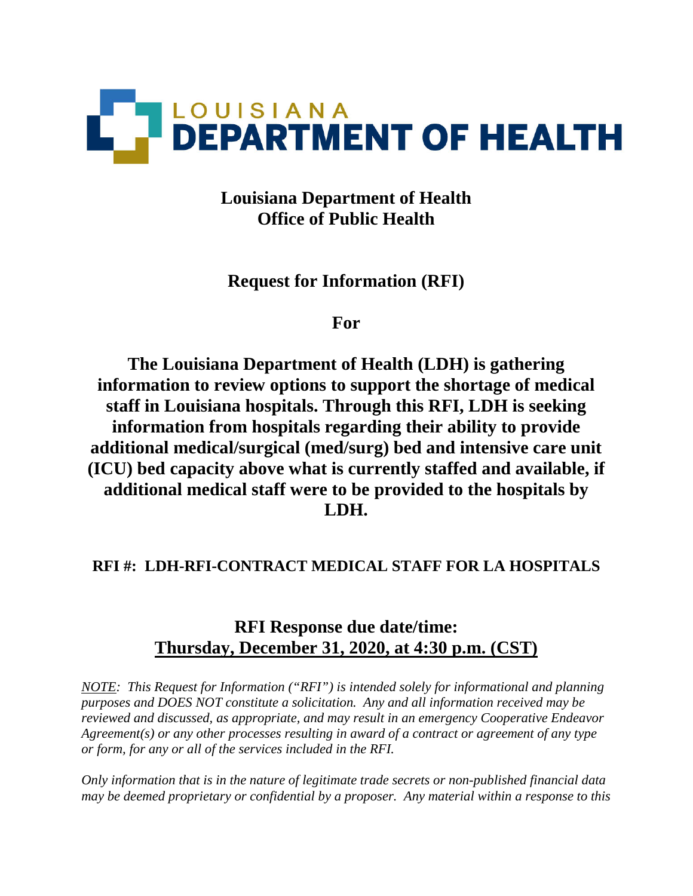LOUISIANA
**DEPARTMENT OF HEALTH**

# Louisiana Department of Health
# Office of Public Health

## Request for Information (RFI)

## For

## The Louisiana Department of Health (LDH) is gathering information to review options to support the shortage of medical staff in Louisiana hospitals. Through this RFI, LDH is seeking information from hospitals regarding their ability to provide additional medical/surgical (med/surg) bed and intensive care unit (ICU) bed capacity above what is currently staffed and available, if additional medical staff were to be provided to the hospitals by LDH.

### RFI #: LDH-RFI-CONTRACT MEDICAL STAFF FOR LA HOSPITALS

## RFI Response due date/time:
## Thursday, December 31, 2020, at 4:30 p.m. (CST)

*NOTE: This Request for Information ("RFI") is intended solely for informational and planning purposes and DOES NOT constitute a solicitation. Any and all information received may be reviewed and discussed, as appropriate, and may result in an emergency Cooperative Endeavor Agreement(s) or any other processes resulting in award of a contract or agreement of any type or form, for any or all of the services included in the RFI.*

*Only information that is in the nature of legitimate trade secrets or non-published financial data may be deemed proprietary or confidential by a proposer. Any material within a response to this*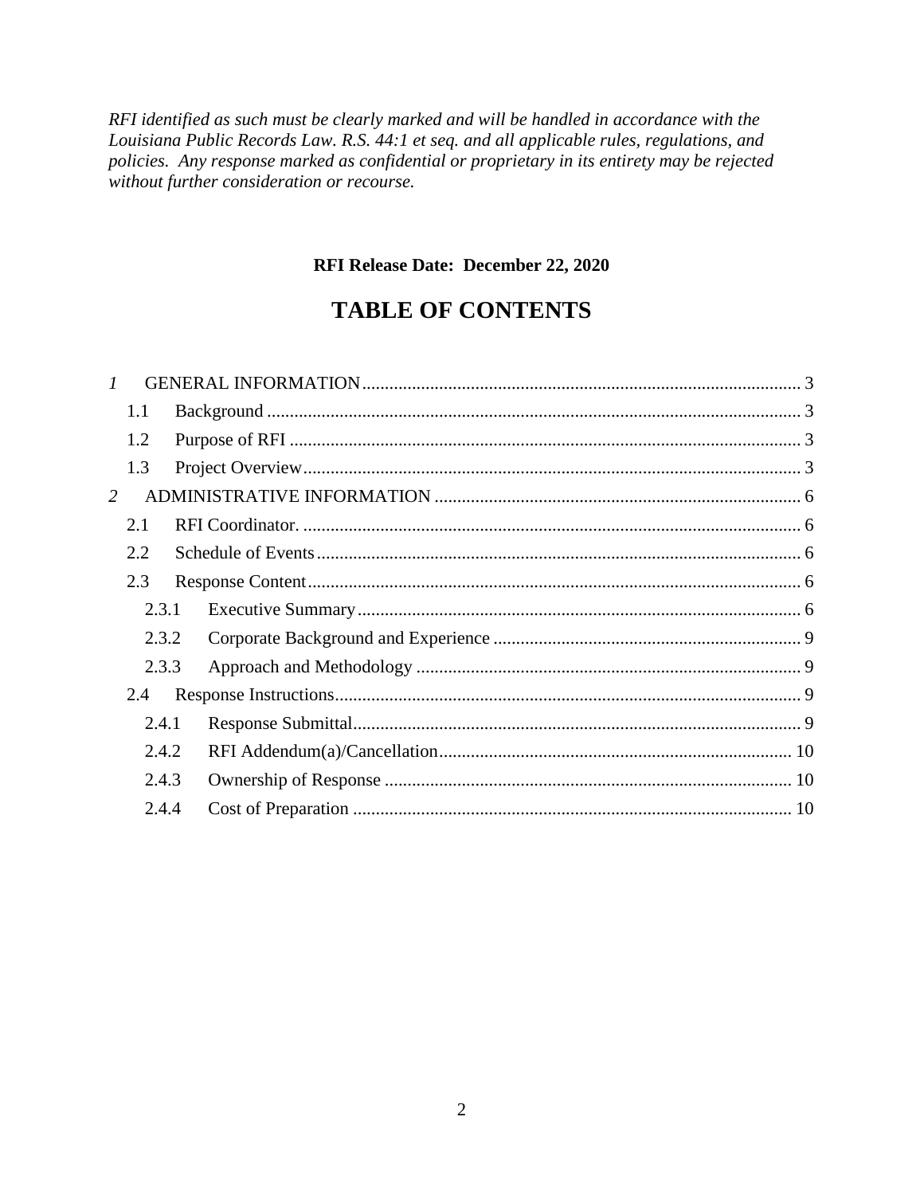*RFI identified as such must be clearly marked and will be handled in accordance with the Louisiana Public Records Law. R.S. 44:1 et seq. and all applicable rules, regulations, and policies. Any response marked as confidential or proprietary in its entirety may be rejected without further consideration or recourse.*

**RFI Release Date: December 22, 2020**

# TABLE OF CONTENTS

- *1* GENERAL INFORMATION ..... 3
  - 1.1 Background ..... 3
  - 1.2 Purpose of RFI ..... 3
  - 1.3 Project Overview ..... 3
- *2* ADMINISTRATIVE INFORMATION ..... 6
  - 2.1 RFI Coordinator. ..... 6
  - 2.2 Schedule of Events ..... 6
  - 2.3 Response Content ..... 6
    - 2.3.1 Executive Summary ..... 6
    - 2.3.2 Corporate Background and Experience ..... 9
    - 2.3.3 Approach and Methodology ..... 9
  - 2.4 Response Instructions ..... 9
    - 2.4.1 Response Submittal ..... 9
    - 2.4.2 RFI Addendum(a)/Cancellation ..... 10
    - 2.4.3 Ownership of Response ..... 10
    - 2.4.4 Cost of Preparation ..... 10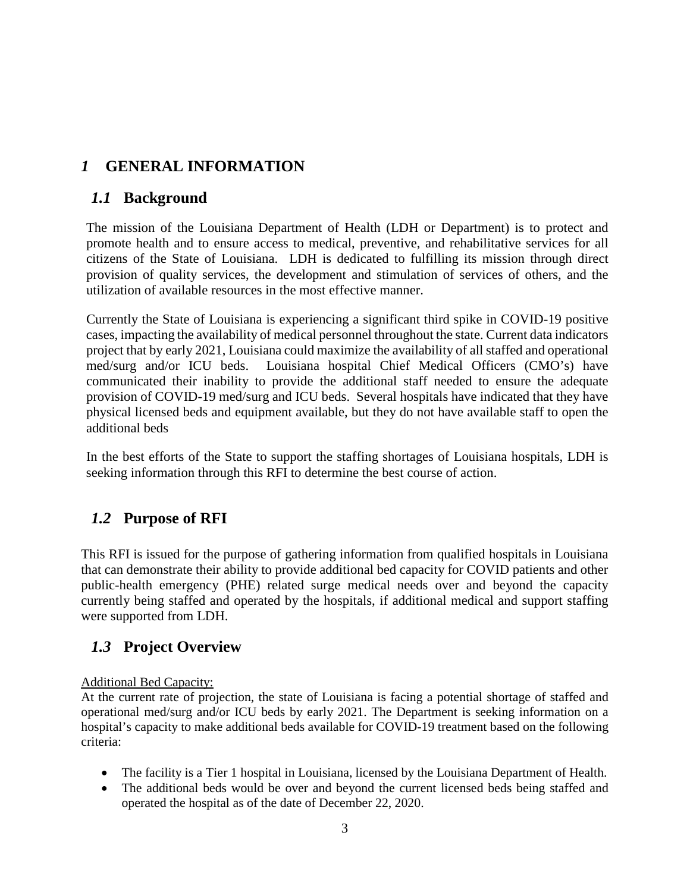# *1* GENERAL INFORMATION

## *1.1* Background

The mission of the Louisiana Department of Health (LDH or Department) is to protect and promote health and to ensure access to medical, preventive, and rehabilitative services for all citizens of the State of Louisiana. LDH is dedicated to fulfilling its mission through direct provision of quality services, the development and stimulation of services of others, and the utilization of available resources in the most effective manner.

Currently the State of Louisiana is experiencing a significant third spike in COVID-19 positive cases, impacting the availability of medical personnel throughout the state. Current data indicators project that by early 2021, Louisiana could maximize the availability of all staffed and operational med/surg and/or ICU beds. Louisiana hospital Chief Medical Officers (CMO's) have communicated their inability to provide the additional staff needed to ensure the adequate provision of COVID-19 med/surg and ICU beds. Several hospitals have indicated that they have physical licensed beds and equipment available, but they do not have available staff to open the additional beds

In the best efforts of the State to support the staffing shortages of Louisiana hospitals, LDH is seeking information through this RFI to determine the best course of action.

## *1.2* Purpose of RFI

This RFI is issued for the purpose of gathering information from qualified hospitals in Louisiana that can demonstrate their ability to provide additional bed capacity for COVID patients and other public-health emergency (PHE) related surge medical needs over and beyond the capacity currently being staffed and operated by the hospitals, if additional medical and support staffing were supported from LDH.

## *1.3* Project Overview

Additional Bed Capacity:

At the current rate of projection, the state of Louisiana is facing a potential shortage of staffed and operational med/surg and/or ICU beds by early 2021. The Department is seeking information on a hospital's capacity to make additional beds available for COVID-19 treatment based on the following criteria:

- The facility is a Tier 1 hospital in Louisiana, licensed by the Louisiana Department of Health.
- The additional beds would be over and beyond the current licensed beds being staffed and operated the hospital as of the date of December 22, 2020.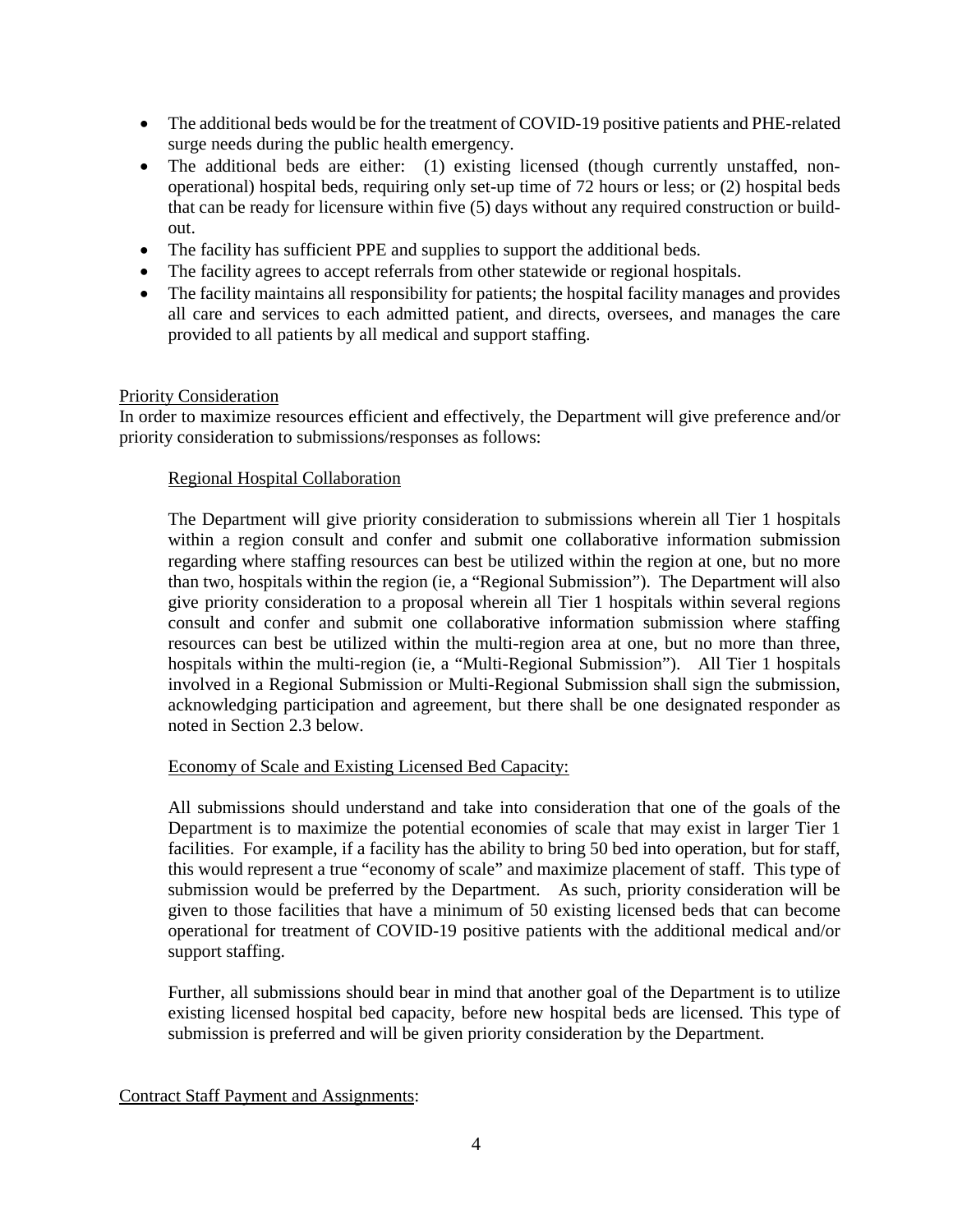- The additional beds would be for the treatment of COVID-19 positive patients and PHE-related surge needs during the public health emergency.
- The additional beds are either: (1) existing licensed (though currently unstaffed, non-operational) hospital beds, requiring only set-up time of 72 hours or less; or (2) hospital beds that can be ready for licensure within five (5) days without any required construction or build-out.
- The facility has sufficient PPE and supplies to support the additional beds.
- The facility agrees to accept referrals from other statewide or regional hospitals.
- The facility maintains all responsibility for patients; the hospital facility manages and provides all care and services to each admitted patient, and directs, oversees, and manages the care provided to all patients by all medical and support staffing.

<u>Priority Consideration</u>

In order to maximize resources efficient and effectively, the Department will give preference and/or priority consideration to submissions/responses as follows:

<u>Regional Hospital Collaboration</u>

The Department will give priority consideration to submissions wherein all Tier 1 hospitals within a region consult and confer and submit one collaborative information submission regarding where staffing resources can best be utilized within the region at one, but no more than two, hospitals within the region (ie, a "Regional Submission"). The Department will also give priority consideration to a proposal wherein all Tier 1 hospitals within several regions consult and confer and submit one collaborative information submission where staffing resources can best be utilized within the multi-region area at one, but no more than three, hospitals within the multi-region (ie, a "Multi-Regional Submission"). All Tier 1 hospitals involved in a Regional Submission or Multi-Regional Submission shall sign the submission, acknowledging participation and agreement, but there shall be one designated responder as noted in Section 2.3 below.

<u>Economy of Scale and Existing Licensed Bed Capacity:</u>

All submissions should understand and take into consideration that one of the goals of the Department is to maximize the potential economies of scale that may exist in larger Tier 1 facilities. For example, if a facility has the ability to bring 50 bed into operation, but for staff, this would represent a true "economy of scale" and maximize placement of staff. This type of submission would be preferred by the Department. As such, priority consideration will be given to those facilities that have a minimum of 50 existing licensed beds that can become operational for treatment of COVID-19 positive patients with the additional medical and/or support staffing.

Further, all submissions should bear in mind that another goal of the Department is to utilize existing licensed hospital bed capacity, before new hospital beds are licensed. This type of submission is preferred and will be given priority consideration by the Department.

<u>Contract Staff Payment and Assignments</u>: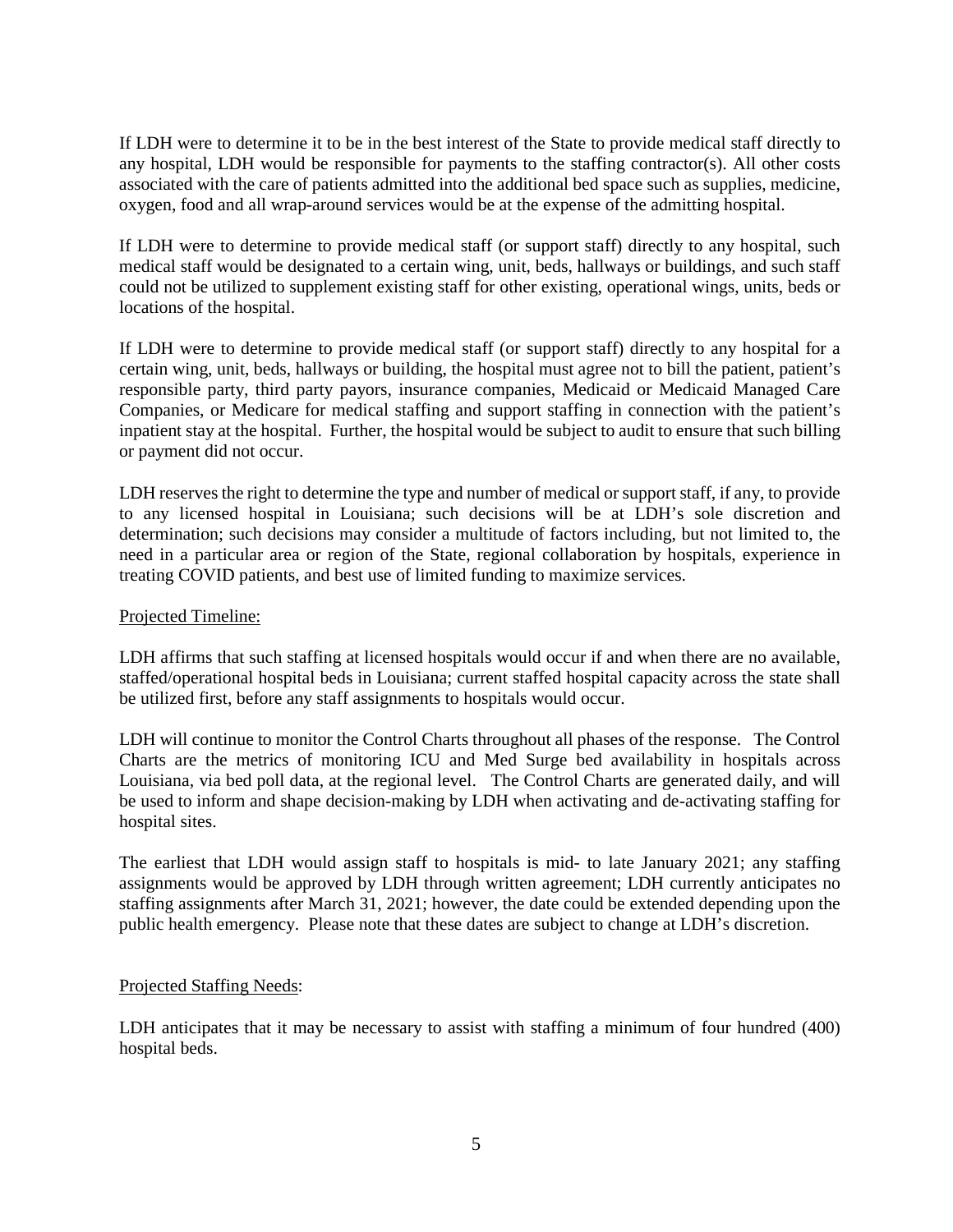If LDH were to determine it to be in the best interest of the State to provide medical staff directly to any hospital, LDH would be responsible for payments to the staffing contractor(s). All other costs associated with the care of patients admitted into the additional bed space such as supplies, medicine, oxygen, food and all wrap-around services would be at the expense of the admitting hospital.

If LDH were to determine to provide medical staff (or support staff) directly to any hospital, such medical staff would be designated to a certain wing, unit, beds, hallways or buildings, and such staff could not be utilized to supplement existing staff for other existing, operational wings, units, beds or locations of the hospital.

If LDH were to determine to provide medical staff (or support staff) directly to any hospital for a certain wing, unit, beds, hallways or building, the hospital must agree not to bill the patient, patient's responsible party, third party payors, insurance companies, Medicaid or Medicaid Managed Care Companies, or Medicare for medical staffing and support staffing in connection with the patient's inpatient stay at the hospital. Further, the hospital would be subject to audit to ensure that such billing or payment did not occur.

LDH reserves the right to determine the type and number of medical or support staff, if any, to provide to any licensed hospital in Louisiana; such decisions will be at LDH's sole discretion and determination; such decisions may consider a multitude of factors including, but not limited to, the need in a particular area or region of the State, regional collaboration by hospitals, experience in treating COVID patients, and best use of limited funding to maximize services.

<u>Projected Timeline:</u>

LDH affirms that such staffing at licensed hospitals would occur if and when there are no available, staffed/operational hospital beds in Louisiana; current staffed hospital capacity across the state shall be utilized first, before any staff assignments to hospitals would occur.

LDH will continue to monitor the Control Charts throughout all phases of the response. The Control Charts are the metrics of monitoring ICU and Med Surge bed availability in hospitals across Louisiana, via bed poll data, at the regional level. The Control Charts are generated daily, and will be used to inform and shape decision-making by LDH when activating and de-activating staffing for hospital sites.

The earliest that LDH would assign staff to hospitals is mid- to late January 2021; any staffing assignments would be approved by LDH through written agreement; LDH currently anticipates no staffing assignments after March 31, 2021; however, the date could be extended depending upon the public health emergency. Please note that these dates are subject to change at LDH's discretion.

<u>Projected Staffing Needs</u>:

LDH anticipates that it may be necessary to assist with staffing a minimum of four hundred (400) hospital beds.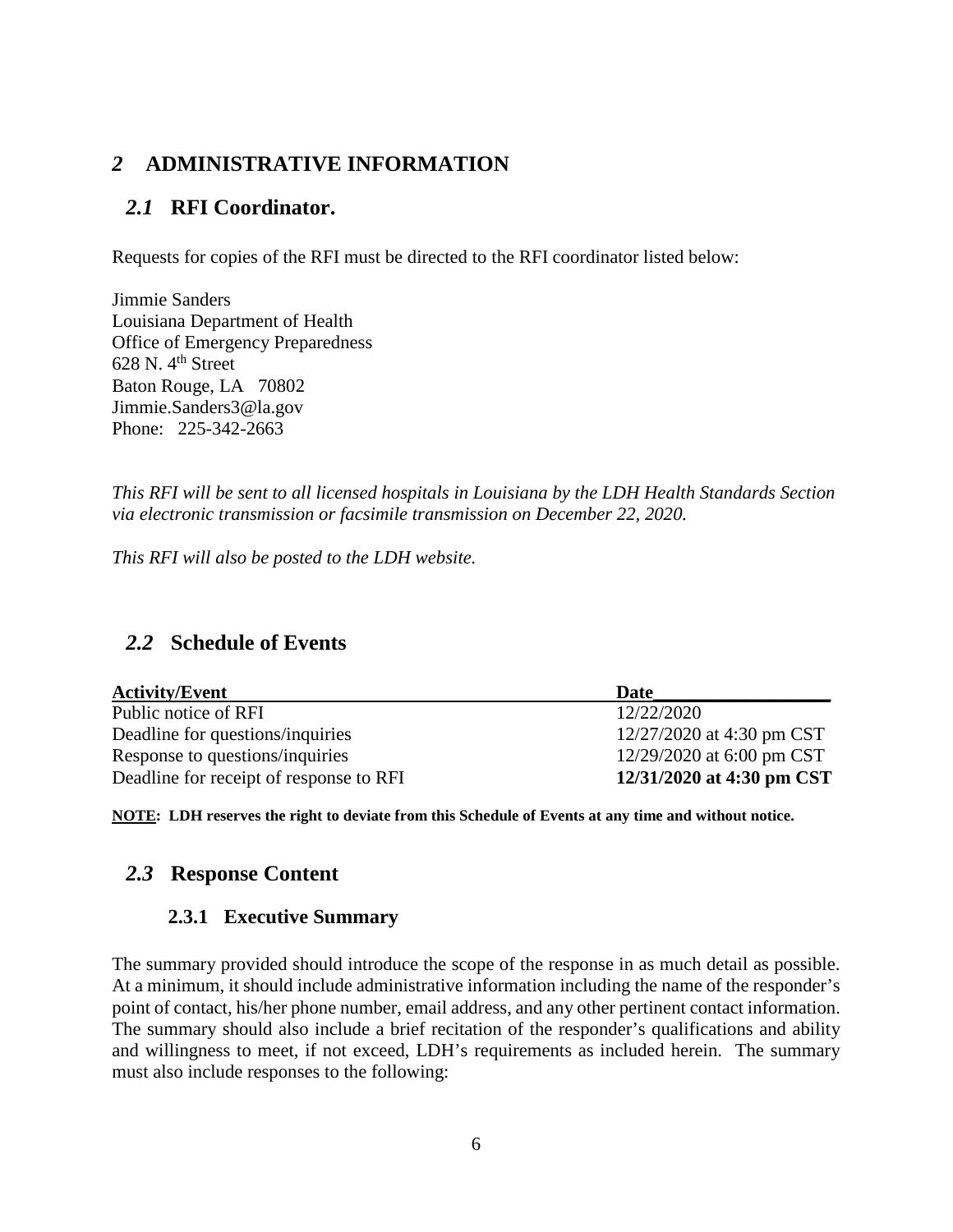# *2* ADMINISTRATIVE INFORMATION

## *2.1* RFI Coordinator.

Requests for copies of the RFI must be directed to the RFI coordinator listed below:

Jimmie Sanders
Louisiana Department of Health
Office of Emergency Preparedness
628 N. 4th Street
Baton Rouge, LA 70802
Jimmie.Sanders3@la.gov
Phone: 225-342-2663

*This RFI will be sent to all licensed hospitals in Louisiana by the LDH Health Standards Section via electronic transmission or facsimile transmission on December 22, 2020.*

*This RFI will also be posted to the LDH website.*

## *2.2* Schedule of Events

| Activity/Event | Date |
|---|---|
| Public notice of RFI | 12/22/2020 |
| Deadline for questions/inquiries | 12/27/2020 at 4:30 pm CST |
| Response to questions/inquiries | 12/29/2020 at 6:00 pm CST |
| Deadline for receipt of response to RFI | **12/31/2020 at 4:30 pm CST** |

**NOTE: LDH reserves the right to deviate from this Schedule of Events at any time and without notice.**

## *2.3* Response Content

### 2.3.1 Executive Summary

The summary provided should introduce the scope of the response in as much detail as possible. At a minimum, it should include administrative information including the name of the responder's point of contact, his/her phone number, email address, and any other pertinent contact information. The summary should also include a brief recitation of the responder's qualifications and ability and willingness to meet, if not exceed, LDH's requirements as included herein. The summary must also include responses to the following: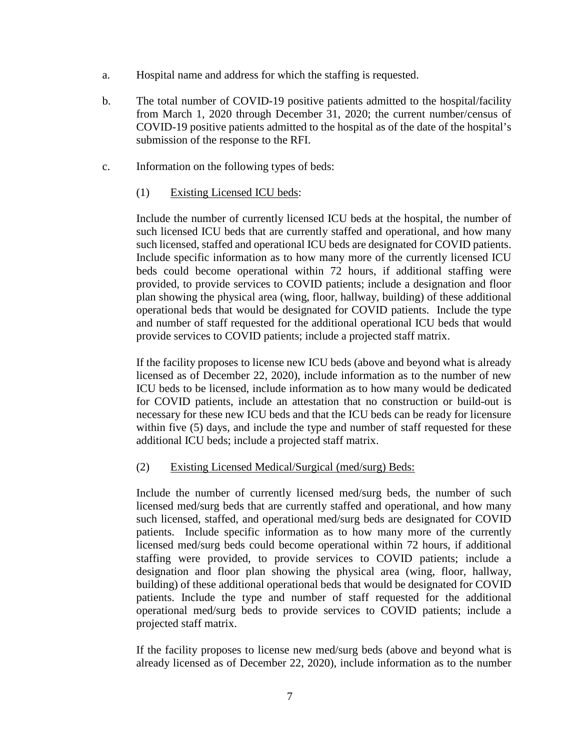a. Hospital name and address for which the staffing is requested.

b. The total number of COVID-19 positive patients admitted to the hospital/facility from March 1, 2020 through December 31, 2020; the current number/census of COVID-19 positive patients admitted to the hospital as of the date of the hospital's submission of the response to the RFI.

c. Information on the following types of beds:

(1) <u>Existing Licensed ICU beds</u>:

Include the number of currently licensed ICU beds at the hospital, the number of such licensed ICU beds that are currently staffed and operational, and how many such licensed, staffed and operational ICU beds are designated for COVID patients. Include specific information as to how many more of the currently licensed ICU beds could become operational within 72 hours, if additional staffing were provided, to provide services to COVID patients; include a designation and floor plan showing the physical area (wing, floor, hallway, building) of these additional operational beds that would be designated for COVID patients. Include the type and number of staff requested for the additional operational ICU beds that would provide services to COVID patients; include a projected staff matrix.

If the facility proposes to license new ICU beds (above and beyond what is already licensed as of December 22, 2020), include information as to the number of new ICU beds to be licensed, include information as to how many would be dedicated for COVID patients, include an attestation that no construction or build-out is necessary for these new ICU beds and that the ICU beds can be ready for licensure within five (5) days, and include the type and number of staff requested for these additional ICU beds; include a projected staff matrix.

(2) <u>Existing Licensed Medical/Surgical (med/surg) Beds:</u>

Include the number of currently licensed med/surg beds, the number of such licensed med/surg beds that are currently staffed and operational, and how many such licensed, staffed, and operational med/surg beds are designated for COVID patients. Include specific information as to how many more of the currently licensed med/surg beds could become operational within 72 hours, if additional staffing were provided, to provide services to COVID patients; include a designation and floor plan showing the physical area (wing, floor, hallway, building) of these additional operational beds that would be designated for COVID patients. Include the type and number of staff requested for the additional operational med/surg beds to provide services to COVID patients; include a projected staff matrix.

If the facility proposes to license new med/surg beds (above and beyond what is already licensed as of December 22, 2020), include information as to the number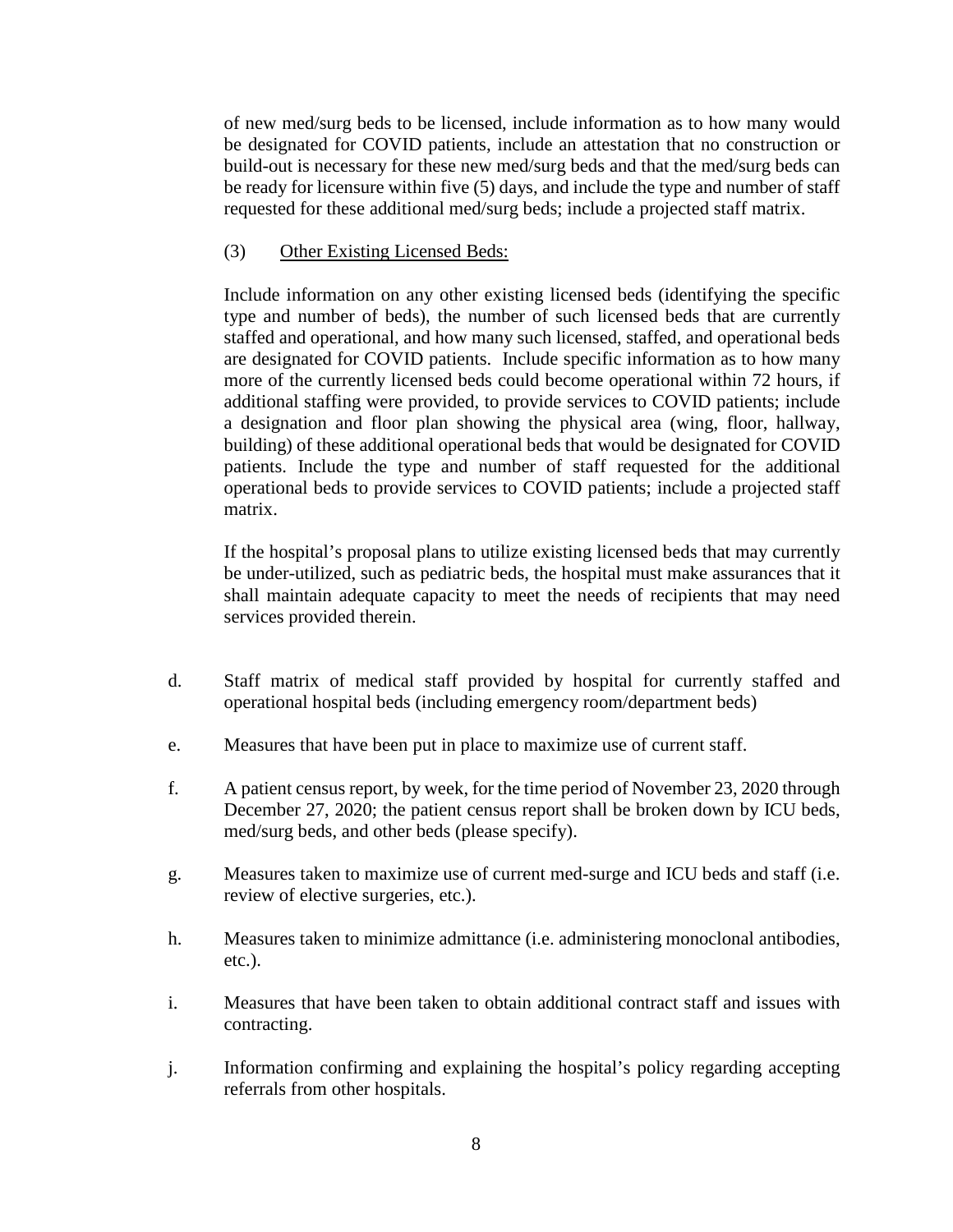of new med/surg beds to be licensed, include information as to how many would be designated for COVID patients, include an attestation that no construction or build-out is necessary for these new med/surg beds and that the med/surg beds can be ready for licensure within five (5) days, and include the type and number of staff requested for these additional med/surg beds; include a projected staff matrix.

(3) Other Existing Licensed Beds:

Include information on any other existing licensed beds (identifying the specific type and number of beds), the number of such licensed beds that are currently staffed and operational, and how many such licensed, staffed, and operational beds are designated for COVID patients. Include specific information as to how many more of the currently licensed beds could become operational within 72 hours, if additional staffing were provided, to provide services to COVID patients; include a designation and floor plan showing the physical area (wing, floor, hallway, building) of these additional operational beds that would be designated for COVID patients. Include the type and number of staff requested for the additional operational beds to provide services to COVID patients; include a projected staff matrix.

If the hospital's proposal plans to utilize existing licensed beds that may currently be under-utilized, such as pediatric beds, the hospital must make assurances that it shall maintain adequate capacity to meet the needs of recipients that may need services provided therein.

d. Staff matrix of medical staff provided by hospital for currently staffed and operational hospital beds (including emergency room/department beds)

e. Measures that have been put in place to maximize use of current staff.

f. A patient census report, by week, for the time period of November 23, 2020 through December 27, 2020; the patient census report shall be broken down by ICU beds, med/surg beds, and other beds (please specify).

g. Measures taken to maximize use of current med-surge and ICU beds and staff (i.e. review of elective surgeries, etc.).

h. Measures taken to minimize admittance (i.e. administering monoclonal antibodies, etc.).

i. Measures that have been taken to obtain additional contract staff and issues with contracting.

j. Information confirming and explaining the hospital's policy regarding accepting referrals from other hospitals.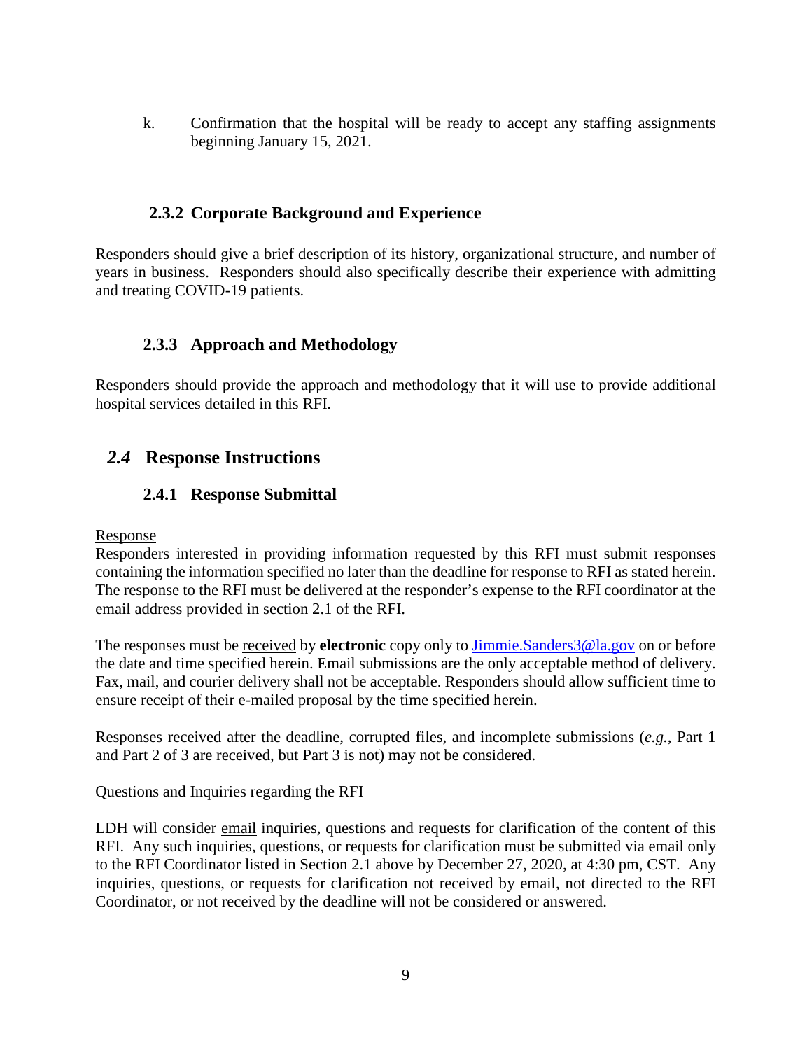k. Confirmation that the hospital will be ready to accept any staffing assignments beginning January 15, 2021.

### 2.3.2 Corporate Background and Experience

Responders should give a brief description of its history, organizational structure, and number of years in business. Responders should also specifically describe their experience with admitting and treating COVID-19 patients.

### 2.3.3 Approach and Methodology

Responders should provide the approach and methodology that it will use to provide additional hospital services detailed in this RFI.

## *2.4* Response Instructions

### 2.4.1 Response Submittal

Response

Responders interested in providing information requested by this RFI must submit responses containing the information specified no later than the deadline for response to RFI as stated herein. The response to the RFI must be delivered at the responder's expense to the RFI coordinator at the email address provided in section 2.1 of the RFI.

The responses must be received by **electronic** copy only to Jimmie.Sanders3@la.gov on or before the date and time specified herein. Email submissions are the only acceptable method of delivery. Fax, mail, and courier delivery shall not be acceptable. Responders should allow sufficient time to ensure receipt of their e-mailed proposal by the time specified herein.

Responses received after the deadline, corrupted files, and incomplete submissions (*e.g.*, Part 1 and Part 2 of 3 are received, but Part 3 is not) may not be considered.

Questions and Inquiries regarding the RFI

LDH will consider email inquiries, questions and requests for clarification of the content of this RFI. Any such inquiries, questions, or requests for clarification must be submitted via email only to the RFI Coordinator listed in Section 2.1 above by December 27, 2020, at 4:30 pm, CST. Any inquiries, questions, or requests for clarification not received by email, not directed to the RFI Coordinator, or not received by the deadline will not be considered or answered.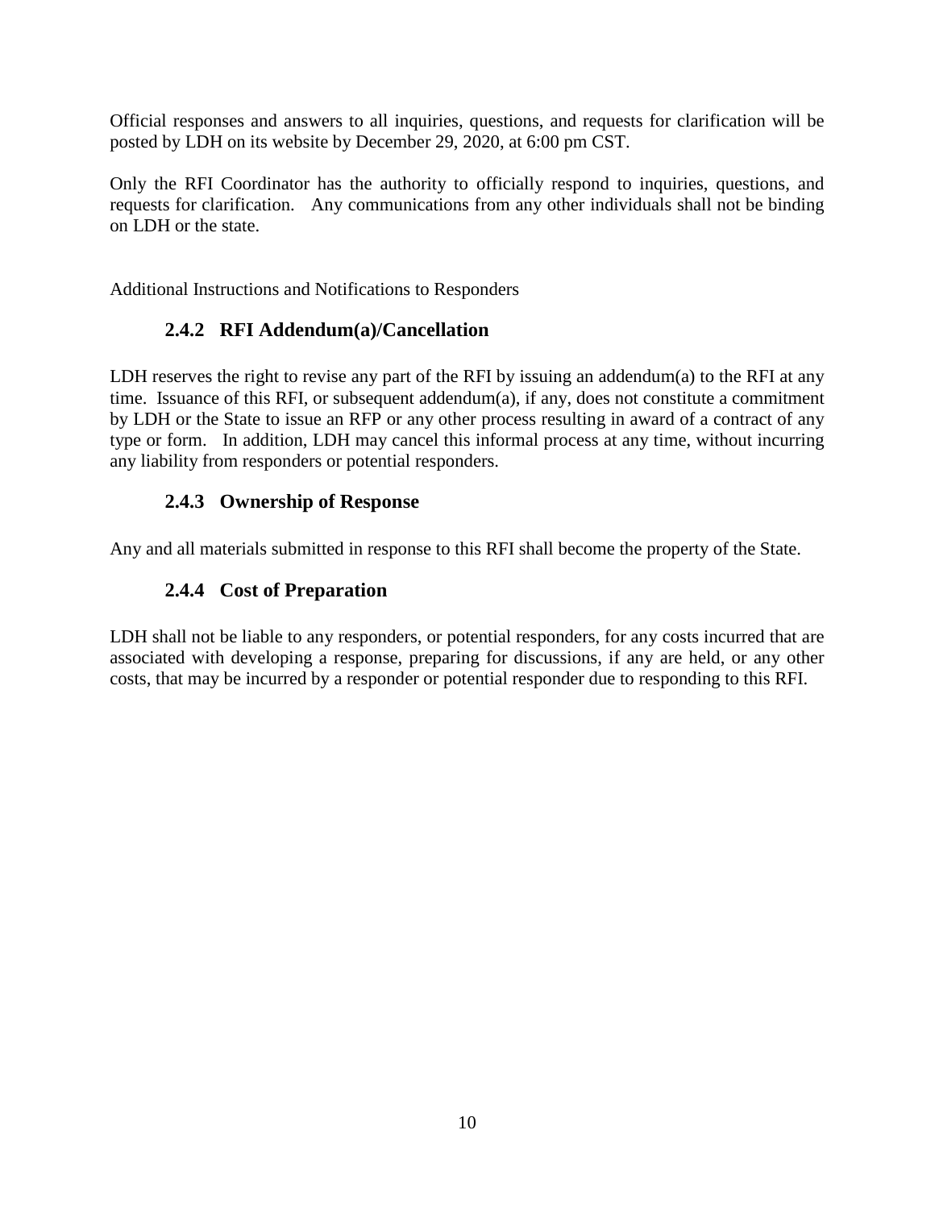Official responses and answers to all inquiries, questions, and requests for clarification will be posted by LDH on its website by December 29, 2020, at 6:00 pm CST.

Only the RFI Coordinator has the authority to officially respond to inquiries, questions, and requests for clarification. Any communications from any other individuals shall not be binding on LDH or the state.

Additional Instructions and Notifications to Responders

### 2.4.2 RFI Addendum(a)/Cancellation

LDH reserves the right to revise any part of the RFI by issuing an addendum(a) to the RFI at any time. Issuance of this RFI, or subsequent addendum(a), if any, does not constitute a commitment by LDH or the State to issue an RFP or any other process resulting in award of a contract of any type or form. In addition, LDH may cancel this informal process at any time, without incurring any liability from responders or potential responders.

### 2.4.3 Ownership of Response

Any and all materials submitted in response to this RFI shall become the property of the State.

### 2.4.4 Cost of Preparation

LDH shall not be liable to any responders, or potential responders, for any costs incurred that are associated with developing a response, preparing for discussions, if any are held, or any other costs, that may be incurred by a responder or potential responder due to responding to this RFI.